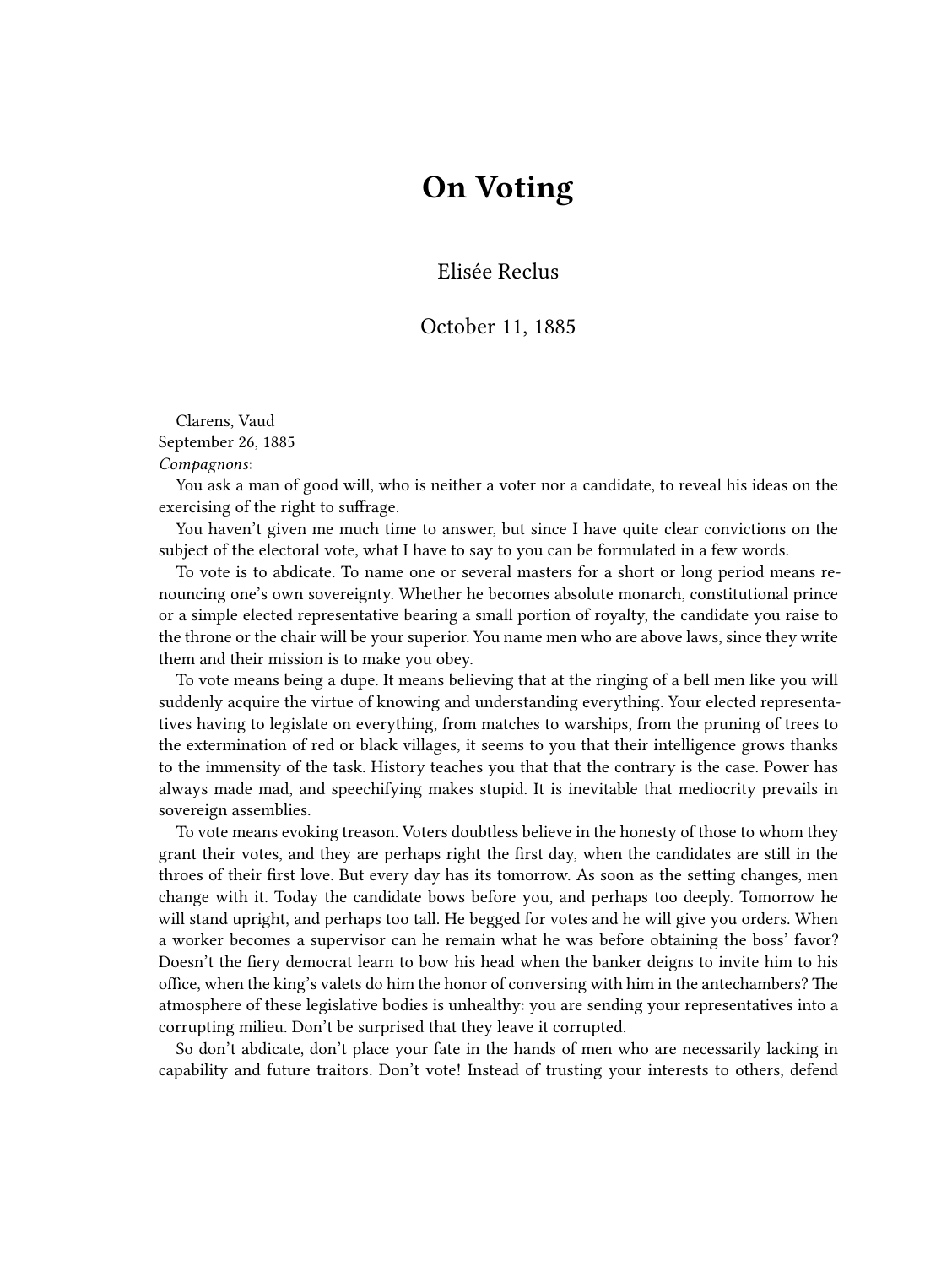# On Voting

Elisée Reclus

October 11, 1885

Clarens, Vaud
September 26, 1885
*Compagnons*:

You ask a man of good will, who is neither a voter nor a candidate, to reveal his ideas on the exercising of the right to suffrage.

You haven't given me much time to answer, but since I have quite clear convictions on the subject of the electoral vote, what I have to say to you can be formulated in a few words.

To vote is to abdicate. To name one or several masters for a short or long period means renouncing one's own sovereignty. Whether he becomes absolute monarch, constitutional prince or a simple elected representative bearing a small portion of royalty, the candidate you raise to the throne or the chair will be your superior. You name men who are above laws, since they write them and their mission is to make you obey.

To vote means being a dupe. It means believing that at the ringing of a bell men like you will suddenly acquire the virtue of knowing and understanding everything. Your elected representatives having to legislate on everything, from matches to warships, from the pruning of trees to the extermination of red or black villages, it seems to you that their intelligence grows thanks to the immensity of the task. History teaches you that that the contrary is the case. Power has always made mad, and speechifying makes stupid. It is inevitable that mediocrity prevails in sovereign assemblies.

To vote means evoking treason. Voters doubtless believe in the honesty of those to whom they grant their votes, and they are perhaps right the first day, when the candidates are still in the throes of their first love. But every day has its tomorrow. As soon as the setting changes, men change with it. Today the candidate bows before you, and perhaps too deeply. Tomorrow he will stand upright, and perhaps too tall. He begged for votes and he will give you orders. When a worker becomes a supervisor can he remain what he was before obtaining the boss' favor? Doesn't the fiery democrat learn to bow his head when the banker deigns to invite him to his office, when the king's valets do him the honor of conversing with him in the antechambers? The atmosphere of these legislative bodies is unhealthy: you are sending your representatives into a corrupting milieu. Don't be surprised that they leave it corrupted.

So don't abdicate, don't place your fate in the hands of men who are necessarily lacking in capability and future traitors. Don't vote! Instead of trusting your interests to others, defend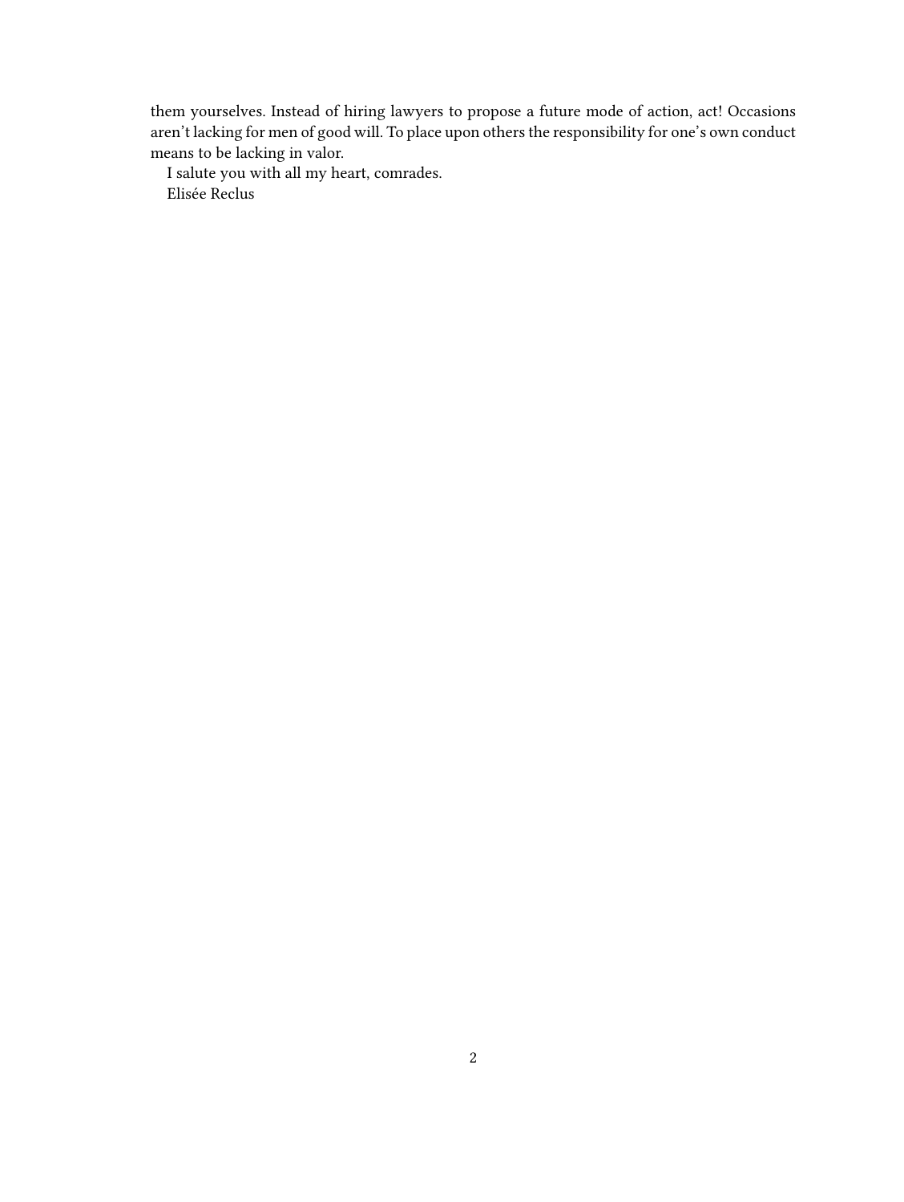them yourselves. Instead of hiring lawyers to propose a future mode of action, act! Occasions aren't lacking for men of good will. To place upon others the responsibility for one's own conduct means to be lacking in valor.

I salute you with all my heart, comrades.

Elisée Reclus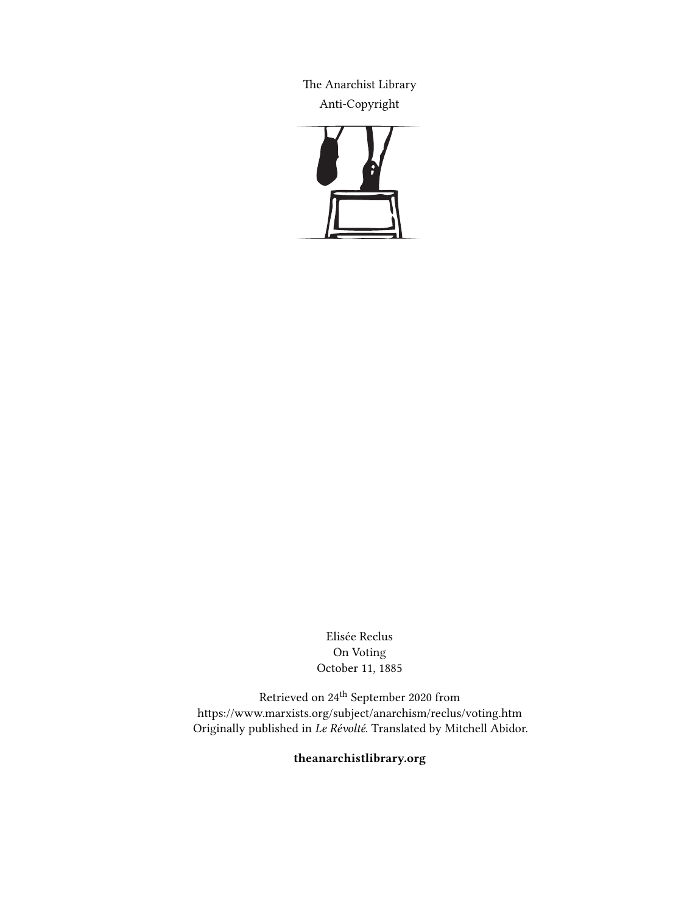The Anarchist Library
Anti-Copyright

Elisée Reclus
On Voting
October 11, 1885

Retrieved on 24th September 2020 from
https://www.marxists.org/subject/anarchism/reclus/voting.htm
Originally published in *Le Révolté*. Translated by Mitchell Abidor.

**theanarchistlibrary.org**